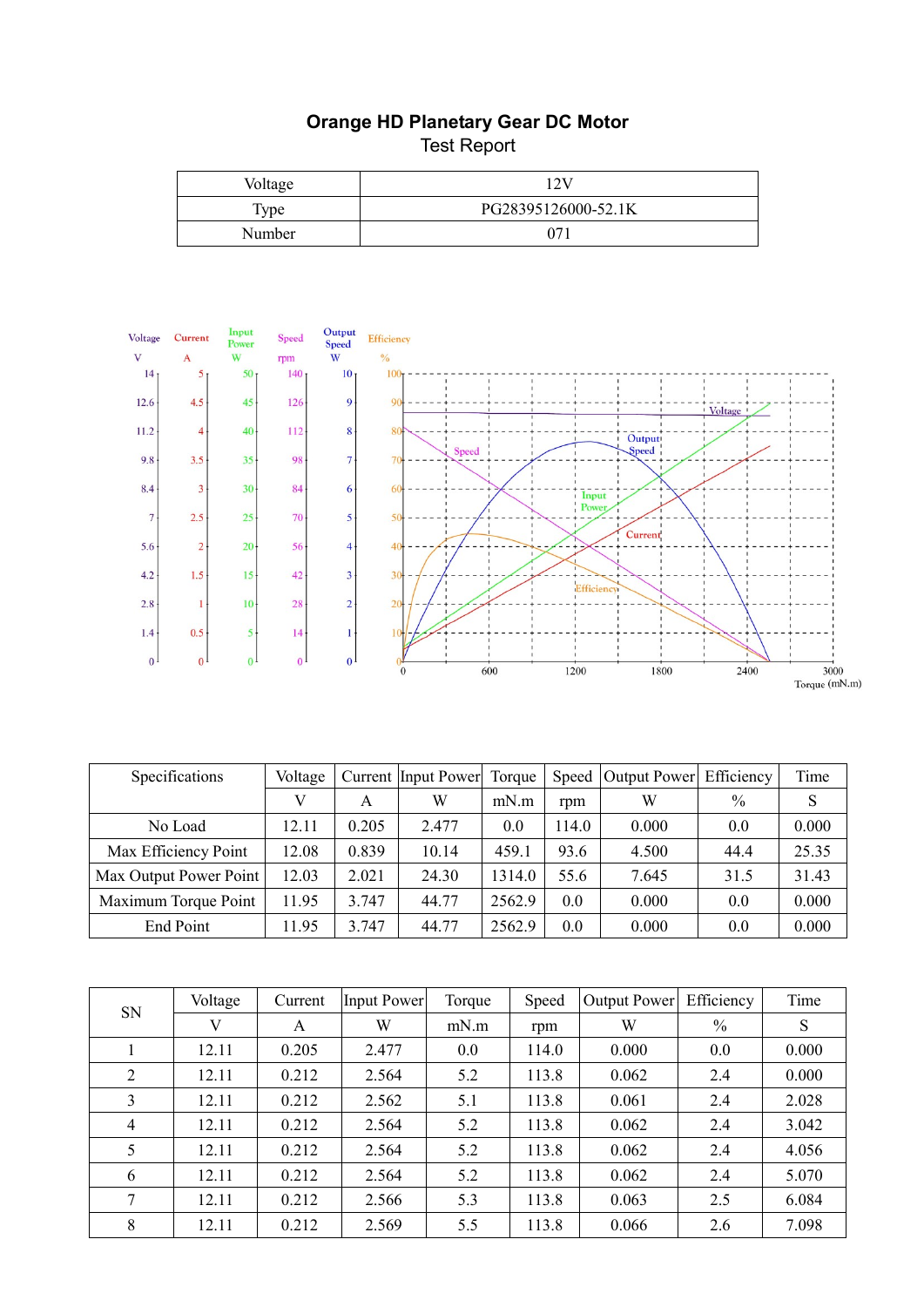# Orange HD Planetary Gear DC Motor

Test Report

| Voltage | 12V |
|---|---|
| Type | PG28395126000-52.1K |
| Number | 071 |

| Specifications | Voltage | Current | Input Power | Torque | Speed | Output Power | Efficiency | Time |
|---|---|---|---|---|---|---|---|---|
| | V | A | W | mN.m | rpm | W | % | S |
| No Load | 12.11 | 0.205 | 2.477 | 0.0 | 114.0 | 0.000 | 0.0 | 0.000 |
| Max Efficiency Point | 12.08 | 0.839 | 10.14 | 459.1 | 93.6 | 4.500 | 44.4 | 25.35 |
| Max Output Power Point | 12.03 | 2.021 | 24.30 | 1314.0 | 55.6 | 7.645 | 31.5 | 31.43 |
| Maximum Torque Point | 11.95 | 3.747 | 44.77 | 2562.9 | 0.0 | 0.000 | 0.0 | 0.000 |
| End Point | 11.95 | 3.747 | 44.77 | 2562.9 | 0.0 | 0.000 | 0.0 | 0.000 |

| SN | Voltage | Current | Input Power | Torque | Speed | Output Power | Efficiency | Time |
|---|---|---|---|---|---|---|---|---|
| | V | A | W | mN.m | rpm | W | % | S |
| 1 | 12.11 | 0.205 | 2.477 | 0.0 | 114.0 | 0.000 | 0.0 | 0.000 |
| 2 | 12.11 | 0.212 | 2.564 | 5.2 | 113.8 | 0.062 | 2.4 | 0.000 |
| 3 | 12.11 | 0.212 | 2.562 | 5.1 | 113.8 | 0.061 | 2.4 | 2.028 |
| 4 | 12.11 | 0.212 | 2.564 | 5.2 | 113.8 | 0.062 | 2.4 | 3.042 |
| 5 | 12.11 | 0.212 | 2.564 | 5.2 | 113.8 | 0.062 | 2.4 | 4.056 |
| 6 | 12.11 | 0.212 | 2.564 | 5.2 | 113.8 | 0.062 | 2.4 | 5.070 |
| 7 | 12.11 | 0.212 | 2.566 | 5.3 | 113.8 | 0.063 | 2.5 | 6.084 |
| 8 | 12.11 | 0.212 | 2.569 | 5.5 | 113.8 | 0.066 | 2.6 | 7.098 |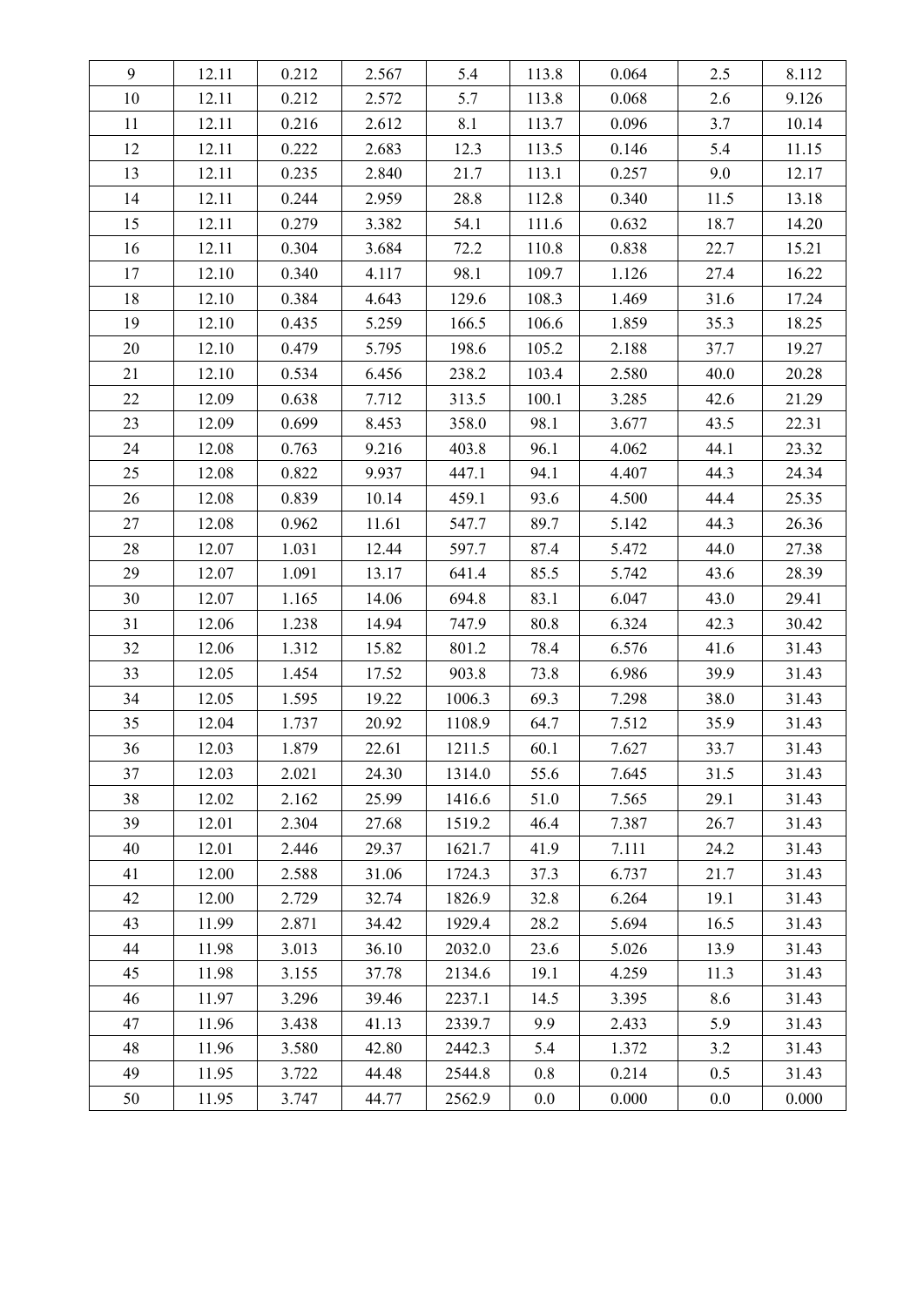| | | | | | | | | |
|---|---|---|---|---|---|---|---|---|
| 9 | 12.11 | 0.212 | 2.567 | 5.4 | 113.8 | 0.064 | 2.5 | 8.112 |
| 10 | 12.11 | 0.212 | 2.572 | 5.7 | 113.8 | 0.068 | 2.6 | 9.126 |
| 11 | 12.11 | 0.216 | 2.612 | 8.1 | 113.7 | 0.096 | 3.7 | 10.14 |
| 12 | 12.11 | 0.222 | 2.683 | 12.3 | 113.5 | 0.146 | 5.4 | 11.15 |
| 13 | 12.11 | 0.235 | 2.840 | 21.7 | 113.1 | 0.257 | 9.0 | 12.17 |
| 14 | 12.11 | 0.244 | 2.959 | 28.8 | 112.8 | 0.340 | 11.5 | 13.18 |
| 15 | 12.11 | 0.279 | 3.382 | 54.1 | 111.6 | 0.632 | 18.7 | 14.20 |
| 16 | 12.11 | 0.304 | 3.684 | 72.2 | 110.8 | 0.838 | 22.7 | 15.21 |
| 17 | 12.10 | 0.340 | 4.117 | 98.1 | 109.7 | 1.126 | 27.4 | 16.22 |
| 18 | 12.10 | 0.384 | 4.643 | 129.6 | 108.3 | 1.469 | 31.6 | 17.24 |
| 19 | 12.10 | 0.435 | 5.259 | 166.5 | 106.6 | 1.859 | 35.3 | 18.25 |
| 20 | 12.10 | 0.479 | 5.795 | 198.6 | 105.2 | 2.188 | 37.7 | 19.27 |
| 21 | 12.10 | 0.534 | 6.456 | 238.2 | 103.4 | 2.580 | 40.0 | 20.28 |
| 22 | 12.09 | 0.638 | 7.712 | 313.5 | 100.1 | 3.285 | 42.6 | 21.29 |
| 23 | 12.09 | 0.699 | 8.453 | 358.0 | 98.1 | 3.677 | 43.5 | 22.31 |
| 24 | 12.08 | 0.763 | 9.216 | 403.8 | 96.1 | 4.062 | 44.1 | 23.32 |
| 25 | 12.08 | 0.822 | 9.937 | 447.1 | 94.1 | 4.407 | 44.3 | 24.34 |
| 26 | 12.08 | 0.839 | 10.14 | 459.1 | 93.6 | 4.500 | 44.4 | 25.35 |
| 27 | 12.08 | 0.962 | 11.61 | 547.7 | 89.7 | 5.142 | 44.3 | 26.36 |
| 28 | 12.07 | 1.031 | 12.44 | 597.7 | 87.4 | 5.472 | 44.0 | 27.38 |
| 29 | 12.07 | 1.091 | 13.17 | 641.4 | 85.5 | 5.742 | 43.6 | 28.39 |
| 30 | 12.07 | 1.165 | 14.06 | 694.8 | 83.1 | 6.047 | 43.0 | 29.41 |
| 31 | 12.06 | 1.238 | 14.94 | 747.9 | 80.8 | 6.324 | 42.3 | 30.42 |
| 32 | 12.06 | 1.312 | 15.82 | 801.2 | 78.4 | 6.576 | 41.6 | 31.43 |
| 33 | 12.05 | 1.454 | 17.52 | 903.8 | 73.8 | 6.986 | 39.9 | 31.43 |
| 34 | 12.05 | 1.595 | 19.22 | 1006.3 | 69.3 | 7.298 | 38.0 | 31.43 |
| 35 | 12.04 | 1.737 | 20.92 | 1108.9 | 64.7 | 7.512 | 35.9 | 31.43 |
| 36 | 12.03 | 1.879 | 22.61 | 1211.5 | 60.1 | 7.627 | 33.7 | 31.43 |
| 37 | 12.03 | 2.021 | 24.30 | 1314.0 | 55.6 | 7.645 | 31.5 | 31.43 |
| 38 | 12.02 | 2.162 | 25.99 | 1416.6 | 51.0 | 7.565 | 29.1 | 31.43 |
| 39 | 12.01 | 2.304 | 27.68 | 1519.2 | 46.4 | 7.387 | 26.7 | 31.43 |
| 40 | 12.01 | 2.446 | 29.37 | 1621.7 | 41.9 | 7.111 | 24.2 | 31.43 |
| 41 | 12.00 | 2.588 | 31.06 | 1724.3 | 37.3 | 6.737 | 21.7 | 31.43 |
| 42 | 12.00 | 2.729 | 32.74 | 1826.9 | 32.8 | 6.264 | 19.1 | 31.43 |
| 43 | 11.99 | 2.871 | 34.42 | 1929.4 | 28.2 | 5.694 | 16.5 | 31.43 |
| 44 | 11.98 | 3.013 | 36.10 | 2032.0 | 23.6 | 5.026 | 13.9 | 31.43 |
| 45 | 11.98 | 3.155 | 37.78 | 2134.6 | 19.1 | 4.259 | 11.3 | 31.43 |
| 46 | 11.97 | 3.296 | 39.46 | 2237.1 | 14.5 | 3.395 | 8.6 | 31.43 |
| 47 | 11.96 | 3.438 | 41.13 | 2339.7 | 9.9 | 2.433 | 5.9 | 31.43 |
| 48 | 11.96 | 3.580 | 42.80 | 2442.3 | 5.4 | 1.372 | 3.2 | 31.43 |
| 49 | 11.95 | 3.722 | 44.48 | 2544.8 | 0.8 | 0.214 | 0.5 | 31.43 |
| 50 | 11.95 | 3.747 | 44.77 | 2562.9 | 0.0 | 0.000 | 0.0 | 0.000 |